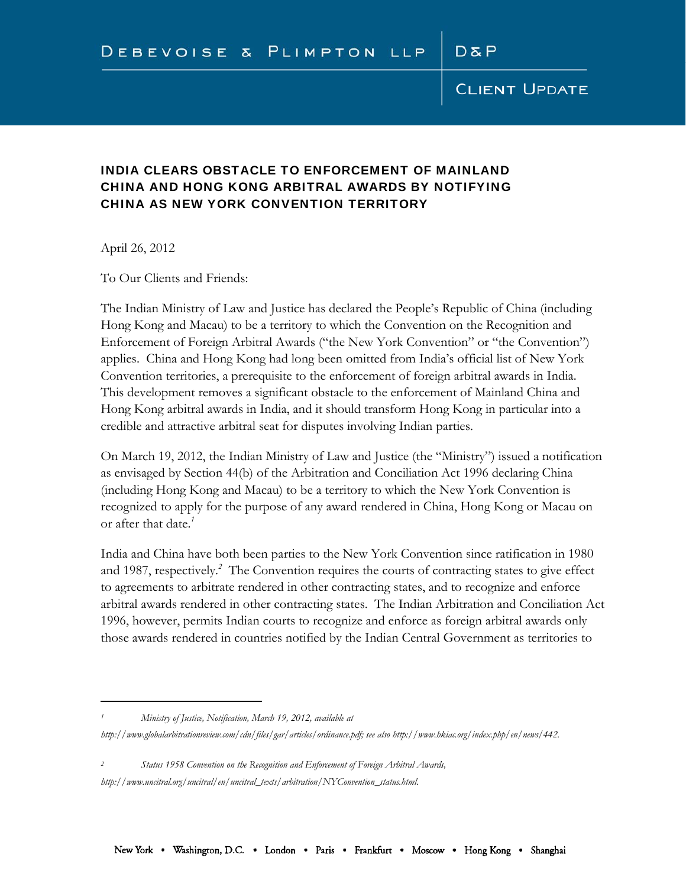DEBEVOISE & PLIMPTON LLP | D&P

CLIENT UPDATE

# INDIA CLEARS OBSTACLE TO ENFORCEMENT OF MAINLAND CHINA AND HONG KONG ARBITRAL AWARDS BY NOTIFYING CHINA AS NEW YORK CONVENTION TERRITORY

April 26, 2012

To Our Clients and Friends:

The Indian Ministry of Law and Justice has declared the People's Republic of China (including Hong Kong and Macau) to be a territory to which the Convention on the Recognition and Enforcement of Foreign Arbitral Awards ("the New York Convention" or "the Convention") applies. China and Hong Kong had long been omitted from India's official list of New York Convention territories, a prerequisite to the enforcement of foreign arbitral awards in India. This development removes a significant obstacle to the enforcement of Mainland China and Hong Kong arbitral awards in India, and it should transform Hong Kong in particular into a credible and attractive arbitral seat for disputes involving Indian parties.

On March 19, 2012, the Indian Ministry of Law and Justice (the "Ministry") issued a notification as envisaged by Section 44(b) of the Arbitration and Conciliation Act 1996 declaring China (including Hong Kong and Macau) to be a territory to which the New York Convention is recognized to apply for the purpose of any award rendered in China, Hong Kong or Macau on or after that date.[1]

India and China have both been parties to the New York Convention since ratification in 1980 and 1987, respectively.[2] The Convention requires the courts of contracting states to give effect to agreements to arbitrate rendered in other contracting states, and to recognize and enforce arbitral awards rendered in other contracting states. The Indian Arbitration and Conciliation Act 1996, however, permits Indian courts to recognize and enforce as foreign arbitral awards only those awards rendered in countries notified by the Indian Central Government as territories to

---

[1] *Ministry of Justice, Notification, March 19, 2012, available at http://www.globalarbitrationreview.com/cdn/files/gar/articles/ordinance.pdf; see also http://www.hkiac.org/index.php/en/news/442.*

[2] *Status 1958 Convention on the Recognition and Enforcement of Foreign Arbitral Awards, http://www.uncitral.org/uncitral/en/uncitral_texts/arbitration/NYConvention_status.html.*

New York • Washington, D.C. • London • Paris • Frankfurt • Moscow • Hong Kong • Shanghai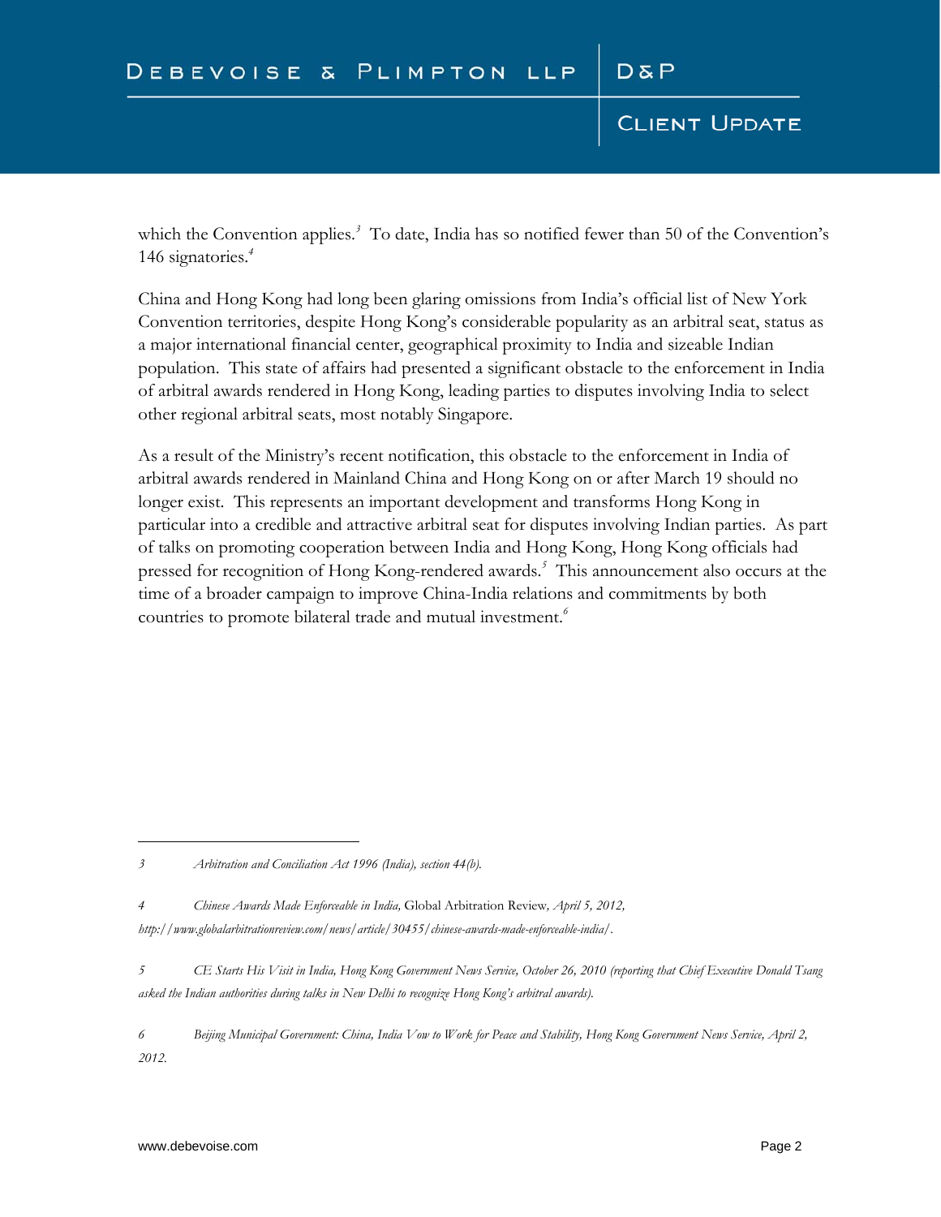which the Convention applies.[3] To date, India has so notified fewer than 50 of the Convention's 146 signatories.[4]

China and Hong Kong had long been glaring omissions from India's official list of New York Convention territories, despite Hong Kong's considerable popularity as an arbitral seat, status as a major international financial center, geographical proximity to India and sizeable Indian population. This state of affairs had presented a significant obstacle to the enforcement in India of arbitral awards rendered in Hong Kong, leading parties to disputes involving India to select other regional arbitral seats, most notably Singapore.

As a result of the Ministry's recent notification, this obstacle to the enforcement in India of arbitral awards rendered in Mainland China and Hong Kong on or after March 19 should no longer exist. This represents an important development and transforms Hong Kong in particular into a credible and attractive arbitral seat for disputes involving Indian parties. As part of talks on promoting cooperation between India and Hong Kong, Hong Kong officials had pressed for recognition of Hong Kong-rendered awards.[5] This announcement also occurs at the time of a broader campaign to improve China-India relations and commitments by both countries to promote bilateral trade and mutual investment.[6]

---

3 *Arbitration and Conciliation Act 1996 (India), section 44(b).*

4 *Chinese Awards Made Enforceable in India,* Global Arbitration Review*, April 5, 2012, http://www.globalarbitrationreview.com/news/article/30455/chinese-awards-made-enforceable-india/.*

5 *CE Starts His Visit in India, Hong Kong Government News Service, October 26, 2010 (reporting that Chief Executive Donald Tsang asked the Indian authorities during talks in New Delhi to recognize Hong Kong's arbitral awards).*

6 *Beijing Municipal Government: China, India Vow to Work for Peace and Stability, Hong Kong Government News Service, April 2, 2012.*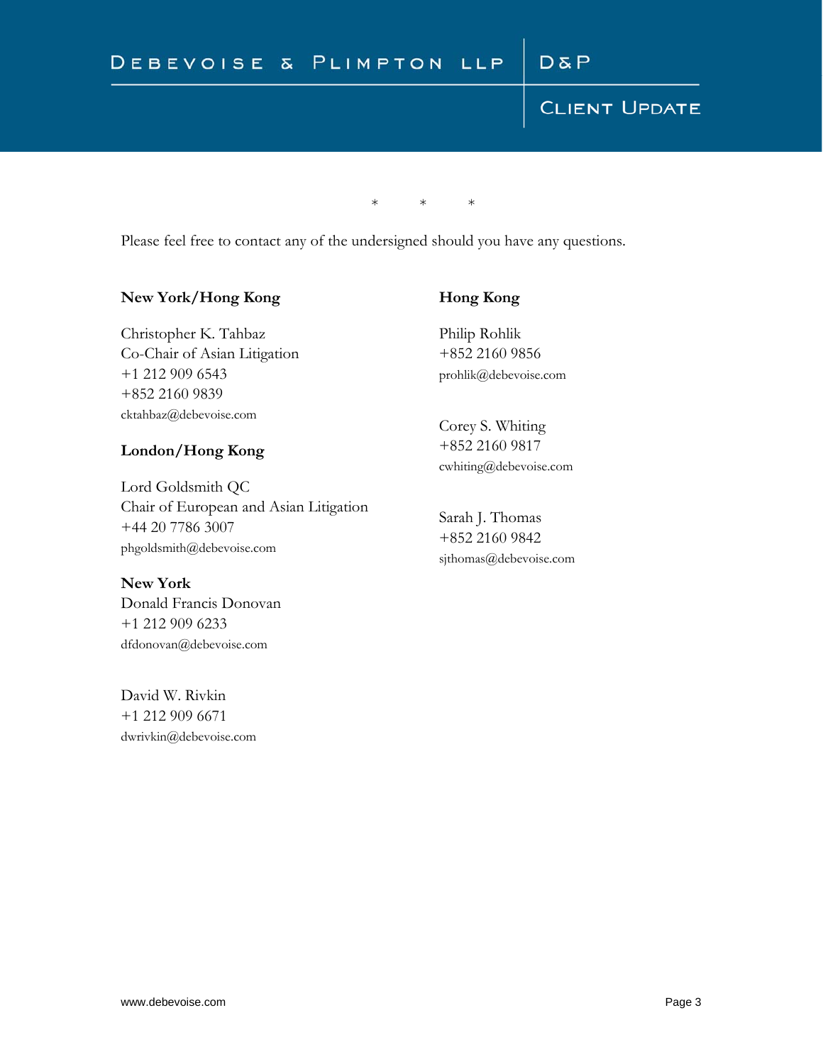\*          \*          \*

Please feel free to contact any of the undersigned should you have any questions.

**New York/Hong Kong**

Christopher K. Tahbaz
Co-Chair of Asian Litigation
+1 212 909 6543
+852 2160 9839
cktahbaz@debevoise.com

**London/Hong Kong**

Lord Goldsmith QC
Chair of European and Asian Litigation
+44 20 7786 3007
phgoldsmith@debevoise.com

**New York**

Donald Francis Donovan
+1 212 909 6233
dfdonovan@debevoise.com

David W. Rivkin
+1 212 909 6671
dwrivkin@debevoise.com

**Hong Kong**

Philip Rohlik
+852 2160 9856
prohlik@debevoise.com

Corey S. Whiting
+852 2160 9817
cwhiting@debevoise.com

Sarah J. Thomas
+852 2160 9842
sjthomas@debevoise.com